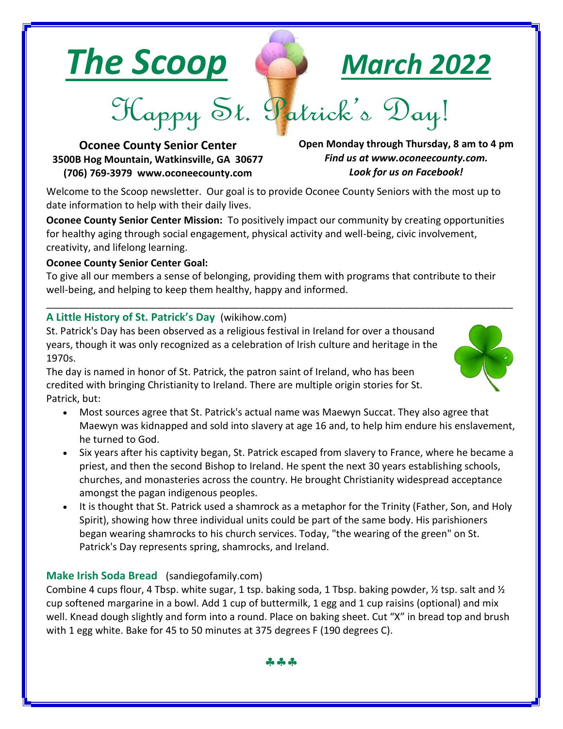# *The Scoop* *March 2022*

## Happy St. Patrick's Day!

**Oconee County Senior Center**
**3500B Hog Mountain, Watkinsville, GA 30677**
**(706) 769-3979 www.oconeecounty.com**

**Open Monday through Thursday, 8 am to 4 pm**
***Find us at www.oconeecounty.com.***
***Look for us on Facebook!***

Welcome to the Scoop newsletter. Our goal is to provide Oconee County Seniors with the most up to date information to help with their daily lives.

**Oconee County Senior Center Mission:** To positively impact our community by creating opportunities for healthy aging through social engagement, physical activity and well-being, civic involvement, creativity, and lifelong learning.

**Oconee County Senior Center Goal:**
To give all our members a sense of belonging, providing them with programs that contribute to their well-being, and helping to keep them healthy, happy and informed.

---

### A Little History of St. Patrick's Day (wikihow.com)

St. Patrick's Day has been observed as a religious festival in Ireland for over a thousand years, though it was only recognized as a celebration of Irish culture and heritage in the 1970s.

The day is named in honor of St. Patrick, the patron saint of Ireland, who has been credited with bringing Christianity to Ireland. There are multiple origin stories for St. Patrick, but:

- Most sources agree that St. Patrick's actual name was Maewyn Succat. They also agree that Maewyn was kidnapped and sold into slavery at age 16 and, to help him endure his enslavement, he turned to God.
- Six years after his captivity began, St. Patrick escaped from slavery to France, where he became a priest, and then the second Bishop to Ireland. He spent the next 30 years establishing schools, churches, and monasteries across the country. He brought Christianity widespread acceptance amongst the pagan indigenous peoples.
- It is thought that St. Patrick used a shamrock as a metaphor for the Trinity (Father, Son, and Holy Spirit), showing how three individual units could be part of the same body. His parishioners began wearing shamrocks to his church services. Today, "the wearing of the green" on St. Patrick's Day represents spring, shamrocks, and Ireland.

### Make Irish Soda Bread (sandiegofamily.com)

Combine 4 cups flour, 4 Tbsp. white sugar, 1 tsp. baking soda, 1 Tbsp. baking powder, ½ tsp. salt and ½ cup softened margarine in a bowl. Add 1 cup of buttermilk, 1 egg and 1 cup raisins (optional) and mix well. Knead dough slightly and form into a round. Place on baking sheet. Cut "X" in bread top and brush with 1 egg white. Bake for 45 to 50 minutes at 375 degrees F (190 degrees C).

♣♣♣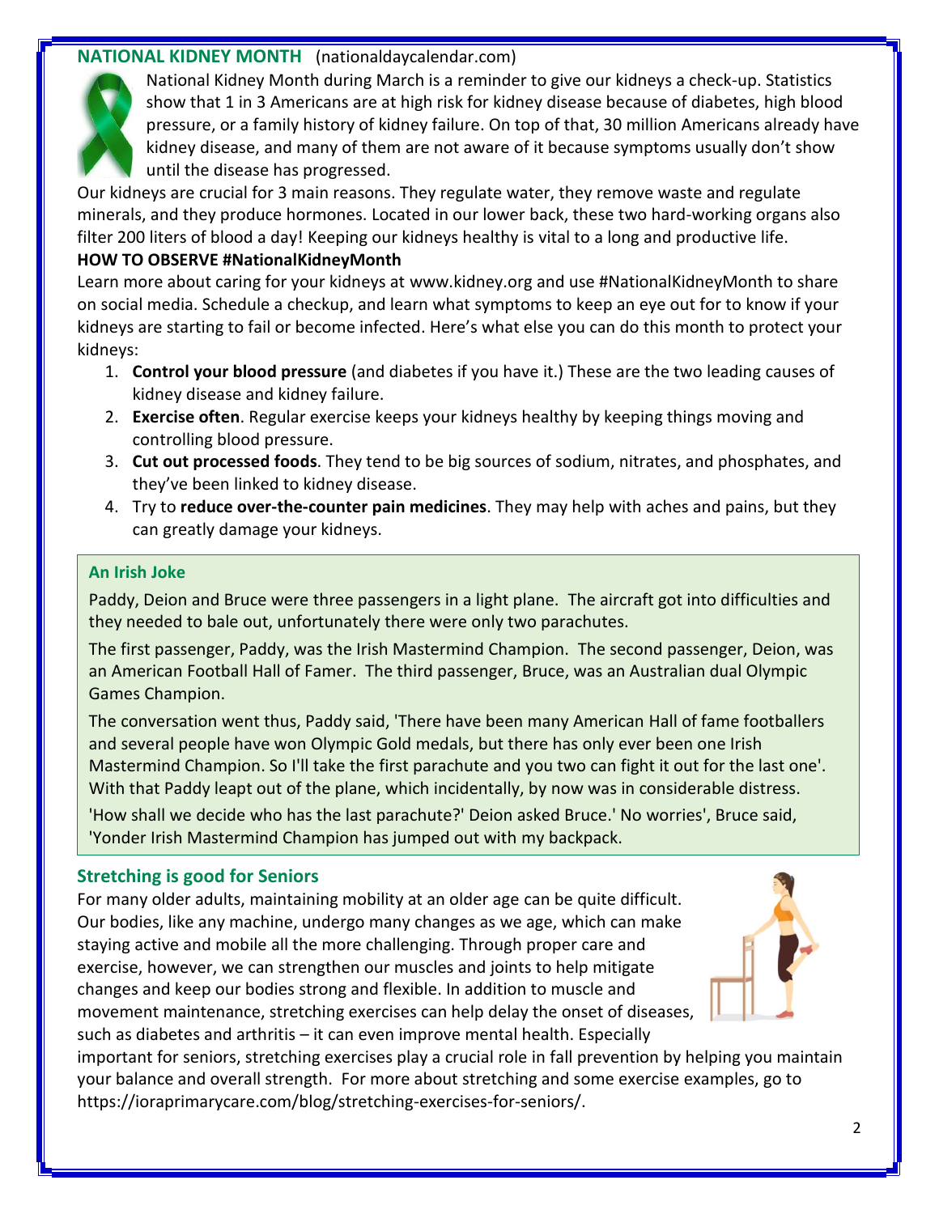## NATIONAL KIDNEY MONTH (nationaldaycalendar.com)

National Kidney Month during March is a reminder to give our kidneys a check-up. Statistics show that 1 in 3 Americans are at high risk for kidney disease because of diabetes, high blood pressure, or a family history of kidney failure. On top of that, 30 million Americans already have kidney disease, and many of them are not aware of it because symptoms usually don't show until the disease has progressed.

Our kidneys are crucial for 3 main reasons. They regulate water, they remove waste and regulate minerals, and they produce hormones. Located in our lower back, these two hard-working organs also filter 200 liters of blood a day! Keeping our kidneys healthy is vital to a long and productive life.

**HOW TO OBSERVE #NationalKidneyMonth**

Learn more about caring for your kidneys at www.kidney.org and use #NationalKidneyMonth to share on social media. Schedule a checkup, and learn what symptoms to keep an eye out for to know if your kidneys are starting to fail or become infected. Here's what else you can do this month to protect your kidneys:

1. **Control your blood pressure** (and diabetes if you have it.) These are the two leading causes of kidney disease and kidney failure.
2. **Exercise often**. Regular exercise keeps your kidneys healthy by keeping things moving and controlling blood pressure.
3. **Cut out processed foods**. They tend to be big sources of sodium, nitrates, and phosphates, and they've been linked to kidney disease.
4. Try to **reduce over-the-counter pain medicines**. They may help with aches and pains, but they can greatly damage your kidneys.

### An Irish Joke

Paddy, Deion and Bruce were three passengers in a light plane. The aircraft got into difficulties and they needed to bale out, unfortunately there were only two parachutes.

The first passenger, Paddy, was the Irish Mastermind Champion. The second passenger, Deion, was an American Football Hall of Famer. The third passenger, Bruce, was an Australian dual Olympic Games Champion.

The conversation went thus, Paddy said, 'There have been many American Hall of fame footballers and several people have won Olympic Gold medals, but there has only ever been one Irish Mastermind Champion. So I'll take the first parachute and you two can fight it out for the last one'. With that Paddy leapt out of the plane, which incidentally, by now was in considerable distress.

'How shall we decide who has the last parachute?' Deion asked Bruce.' No worries', Bruce said, 'Yonder Irish Mastermind Champion has jumped out with my backpack.

## Stretching is good for Seniors

For many older adults, maintaining mobility at an older age can be quite difficult. Our bodies, like any machine, undergo many changes as we age, which can make staying active and mobile all the more challenging. Through proper care and exercise, however, we can strengthen our muscles and joints to help mitigate changes and keep our bodies strong and flexible. In addition to muscle and movement maintenance, stretching exercises can help delay the onset of diseases, such as diabetes and arthritis – it can even improve mental health. Especially important for seniors, stretching exercises play a crucial role in fall prevention by helping you maintain your balance and overall strength. For more about stretching and some exercise examples, go to https://ioraprimarycare.com/blog/stretching-exercises-for-seniors/.